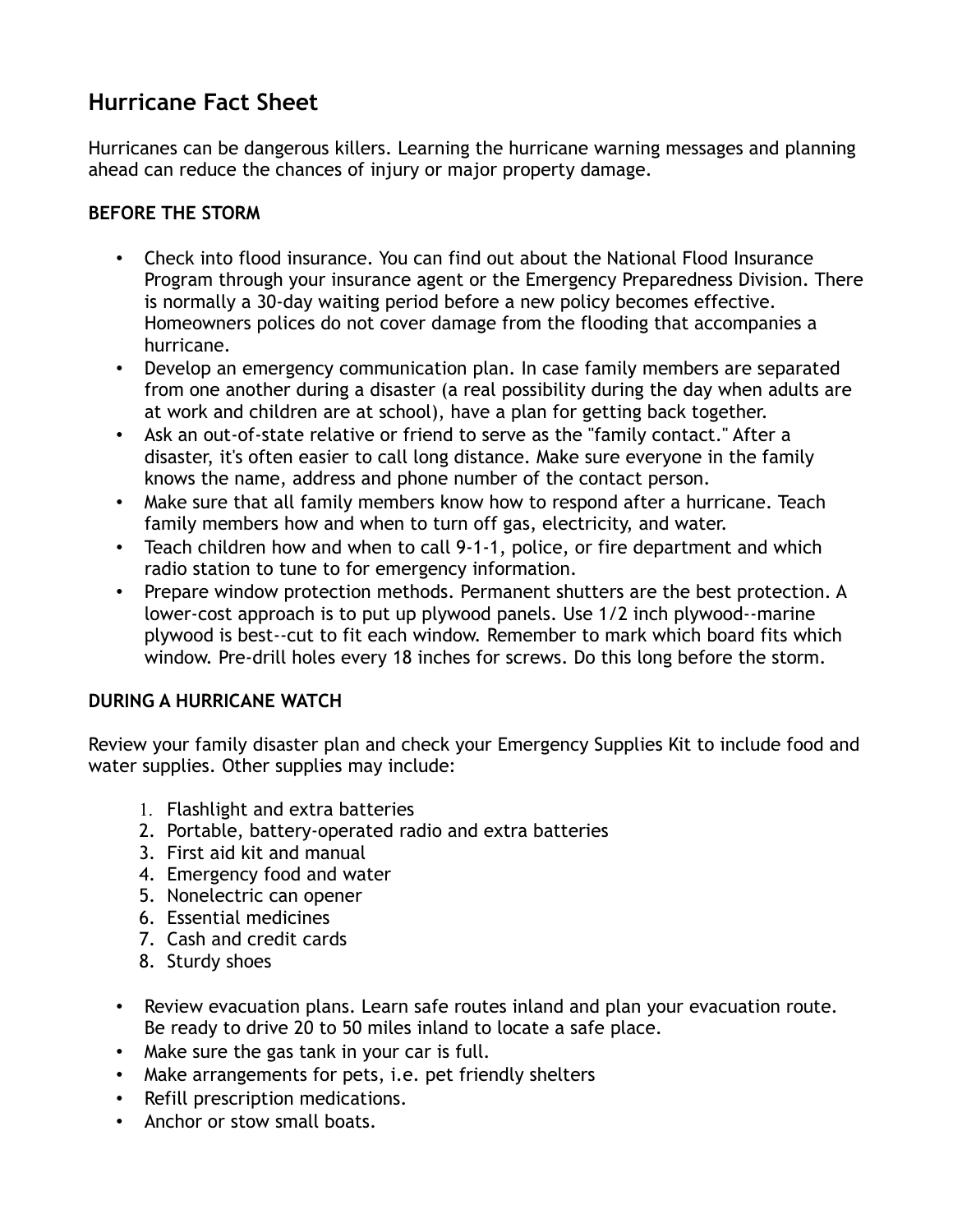# Hurricane Fact Sheet

Hurricanes can be dangerous killers. Learning the hurricane warning messages and planning ahead can reduce the chances of injury or major property damage.

**BEFORE THE STORM**

- Check into flood insurance. You can find out about the National Flood Insurance Program through your insurance agent or the Emergency Preparedness Division. There is normally a 30-day waiting period before a new policy becomes effective. Homeowners polices do not cover damage from the flooding that accompanies a hurricane.
- Develop an emergency communication plan. In case family members are separated from one another during a disaster (a real possibility during the day when adults are at work and children are at school), have a plan for getting back together.
- Ask an out-of-state relative or friend to serve as the "family contact." After a disaster, it's often easier to call long distance. Make sure everyone in the family knows the name, address and phone number of the contact person.
- Make sure that all family members know how to respond after a hurricane. Teach family members how and when to turn off gas, electricity, and water.
- Teach children how and when to call 9-1-1, police, or fire department and which radio station to tune to for emergency information.
- Prepare window protection methods. Permanent shutters are the best protection. A lower-cost approach is to put up plywood panels. Use 1/2 inch plywood--marine plywood is best--cut to fit each window. Remember to mark which board fits which window. Pre-drill holes every 18 inches for screws. Do this long before the storm.

**DURING A HURRICANE WATCH**

Review your family disaster plan and check your Emergency Supplies Kit to include food and water supplies. Other supplies may include:

1. Flashlight and extra batteries
2. Portable, battery-operated radio and extra batteries
3. First aid kit and manual
4. Emergency food and water
5. Nonelectric can opener
6. Essential medicines
7. Cash and credit cards
8. Sturdy shoes

- Review evacuation plans. Learn safe routes inland and plan your evacuation route. Be ready to drive 20 to 50 miles inland to locate a safe place.
- Make sure the gas tank in your car is full.
- Make arrangements for pets, i.e. pet friendly shelters
- Refill prescription medications.
- Anchor or stow small boats.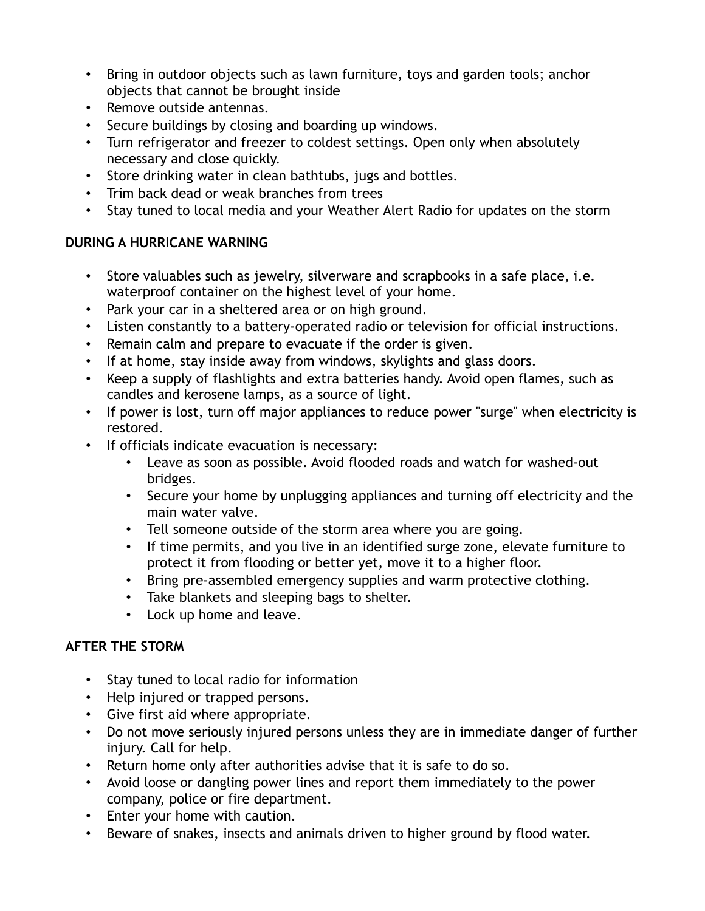- Bring in outdoor objects such as lawn furniture, toys and garden tools; anchor objects that cannot be brought inside
- Remove outside antennas.
- Secure buildings by closing and boarding up windows.
- Turn refrigerator and freezer to coldest settings. Open only when absolutely necessary and close quickly.
- Store drinking water in clean bathtubs, jugs and bottles.
- Trim back dead or weak branches from trees
- Stay tuned to local media and your Weather Alert Radio for updates on the storm

**DURING A HURRICANE WARNING**

- Store valuables such as jewelry, silverware and scrapbooks in a safe place, i.e. waterproof container on the highest level of your home.
- Park your car in a sheltered area or on high ground.
- Listen constantly to a battery-operated radio or television for official instructions.
- Remain calm and prepare to evacuate if the order is given.
- If at home, stay inside away from windows, skylights and glass doors.
- Keep a supply of flashlights and extra batteries handy. Avoid open flames, such as candles and kerosene lamps, as a source of light.
- If power is lost, turn off major appliances to reduce power "surge" when electricity is restored.
- If officials indicate evacuation is necessary:
    - Leave as soon as possible. Avoid flooded roads and watch for washed-out bridges.
    - Secure your home by unplugging appliances and turning off electricity and the main water valve.
    - Tell someone outside of the storm area where you are going.
    - If time permits, and you live in an identified surge zone, elevate furniture to protect it from flooding or better yet, move it to a higher floor.
    - Bring pre-assembled emergency supplies and warm protective clothing.
    - Take blankets and sleeping bags to shelter.
    - Lock up home and leave.

**AFTER THE STORM**

- Stay tuned to local radio for information
- Help injured or trapped persons.
- Give first aid where appropriate.
- Do not move seriously injured persons unless they are in immediate danger of further injury. Call for help.
- Return home only after authorities advise that it is safe to do so.
- Avoid loose or dangling power lines and report them immediately to the power company, police or fire department.
- Enter your home with caution.
- Beware of snakes, insects and animals driven to higher ground by flood water.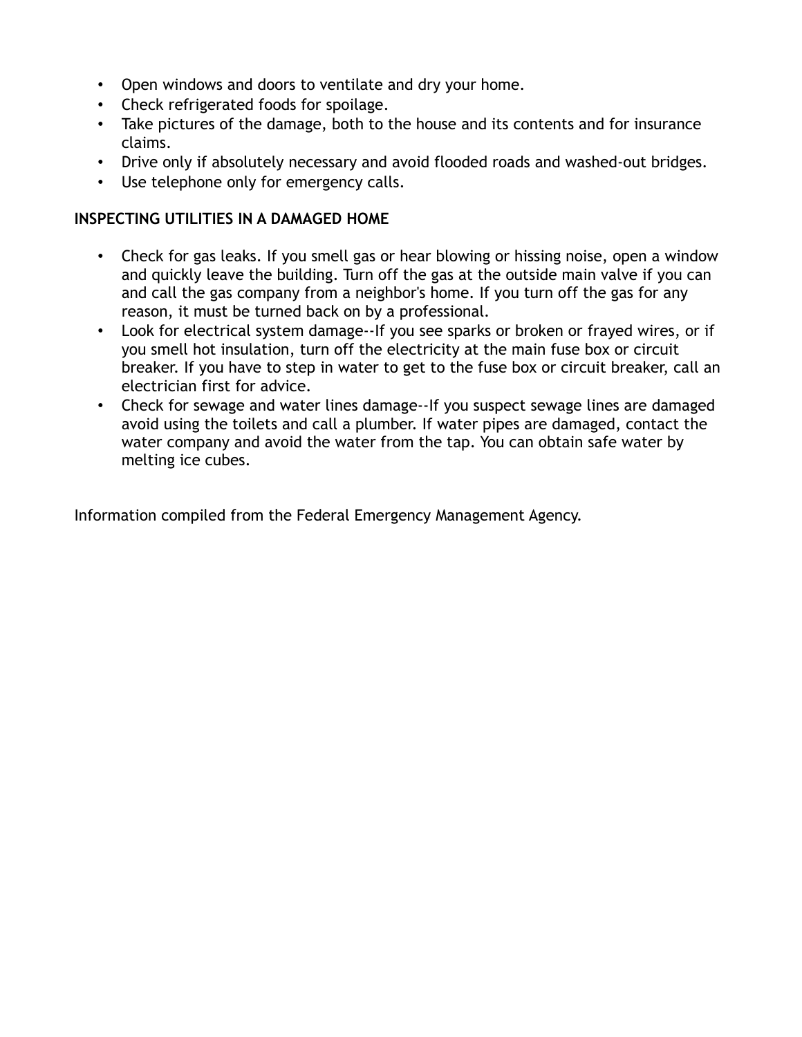- Open windows and doors to ventilate and dry your home.
- Check refrigerated foods for spoilage.
- Take pictures of the damage, both to the house and its contents and for insurance claims.
- Drive only if absolutely necessary and avoid flooded roads and washed-out bridges.
- Use telephone only for emergency calls.

**INSPECTING UTILITIES IN A DAMAGED HOME**

- Check for gas leaks. If you smell gas or hear blowing or hissing noise, open a window and quickly leave the building. Turn off the gas at the outside main valve if you can and call the gas company from a neighbor's home. If you turn off the gas for any reason, it must be turned back on by a professional.
- Look for electrical system damage--If you see sparks or broken or frayed wires, or if you smell hot insulation, turn off the electricity at the main fuse box or circuit breaker. If you have to step in water to get to the fuse box or circuit breaker, call an electrician first for advice.
- Check for sewage and water lines damage--If you suspect sewage lines are damaged avoid using the toilets and call a plumber. If water pipes are damaged, contact the water company and avoid the water from the tap. You can obtain safe water by melting ice cubes.

Information compiled from the Federal Emergency Management Agency.